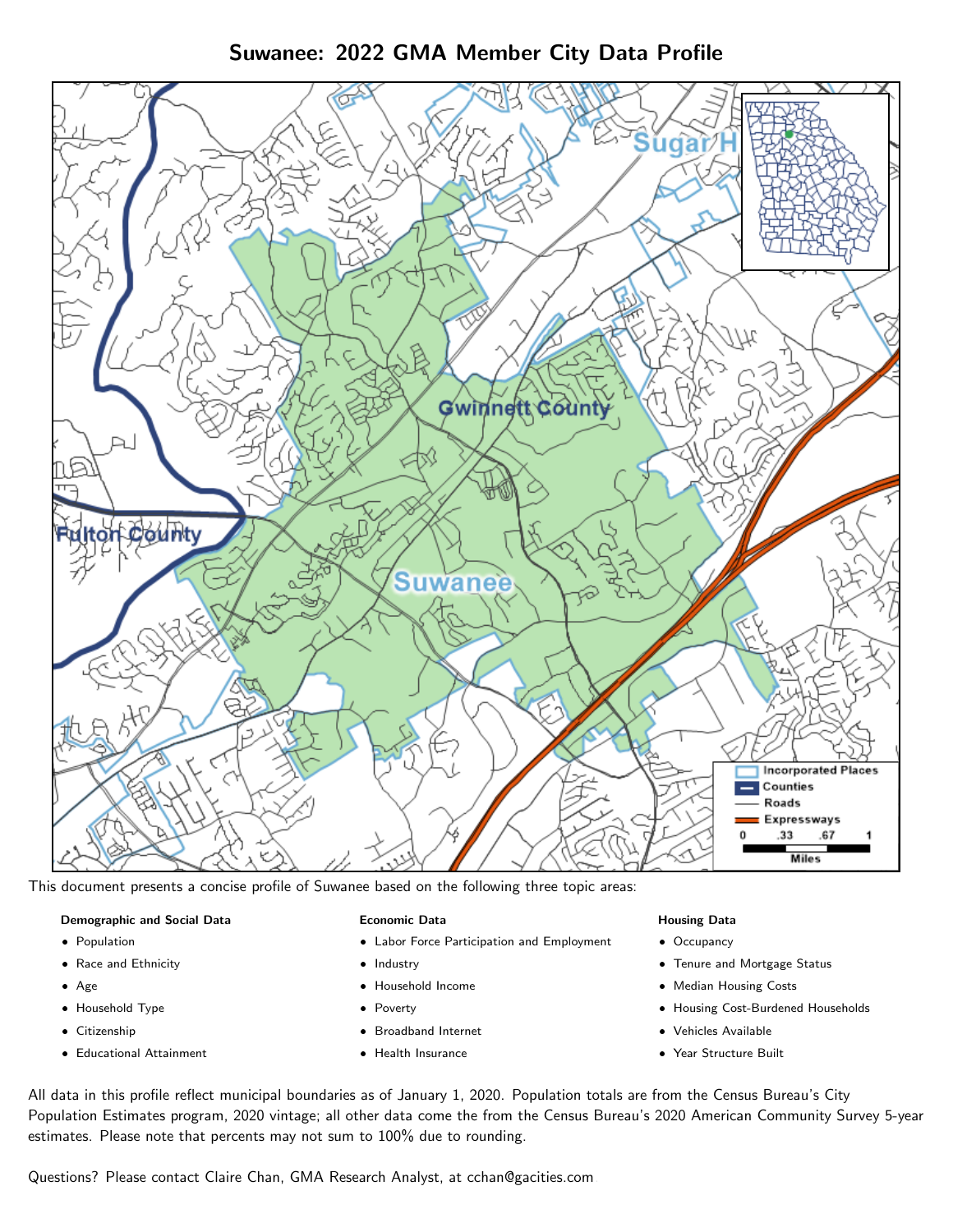# Suwanee: 2022 GMA Member City Data Profile

This document presents a concise profile of Suwanee based on the following three topic areas:

**Demographic and Social Data**

- Population
- Race and Ethnicity
- Age
- Household Type
- Citizenship
- Educational Attainment

**Economic Data**

- Labor Force Participation and Employment
- Industry
- Household Income
- Poverty
- Broadband Internet
- Health Insurance

**Housing Data**

- Occupancy
- Tenure and Mortgage Status
- Median Housing Costs
- Housing Cost-Burdened Households
- Vehicles Available
- Year Structure Built

All data in this profile reflect municipal boundaries as of January 1, 2020. Population totals are from the Census Bureau's City Population Estimates program, 2020 vintage; all other data come the from the Census Bureau's 2020 American Community Survey 5-year estimates. Please note that percents may not sum to 100% due to rounding.

Questions? Please contact Claire Chan, GMA Research Analyst, at cchan@gacities.com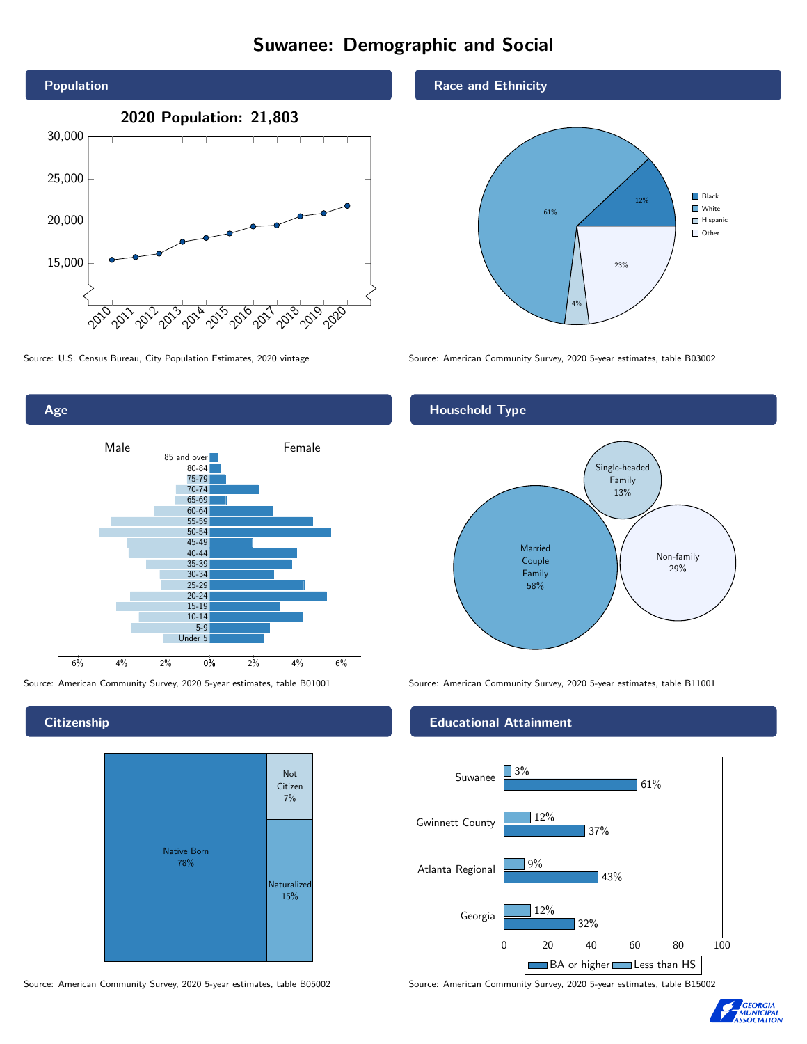# Suwanee: Demographic and Social

## Population

**2020 Population: 21,803**

Source: U.S. Census Bureau, City Population Estimates, 2020 vintage

## Race and Ethnicity

| Race/Ethnicity | Percent |
|---|---|
| Black | 12% |
| White | 61% |
| Hispanic | 4% |
| Other | 23% |

Source: American Community Survey, 2020 5-year estimates, table B03002

## Age

Source: American Community Survey, 2020 5-year estimates, table B01001

## Household Type

| Household Type | Percent |
|---|---|
| Married Couple Family | 58% |
| Single-headed Family | 13% |
| Non-family | 29% |

Source: American Community Survey, 2020 5-year estimates, table B11001

## Citizenship

| Citizenship | Percent |
|---|---|
| Native Born | 78% |
| Naturalized | 15% |
| Not Citizen | 7% |

Source: American Community Survey, 2020 5-year estimates, table B05002

## Educational Attainment

| Area | Less than HS | BA or higher |
|---|---|---|
| Suwanee | 3% | 61% |
| Gwinnett County | 12% | 37% |
| Atlanta Regional | 9% | 43% |
| Georgia | 12% | 32% |

Source: American Community Survey, 2020 5-year estimates, table B15002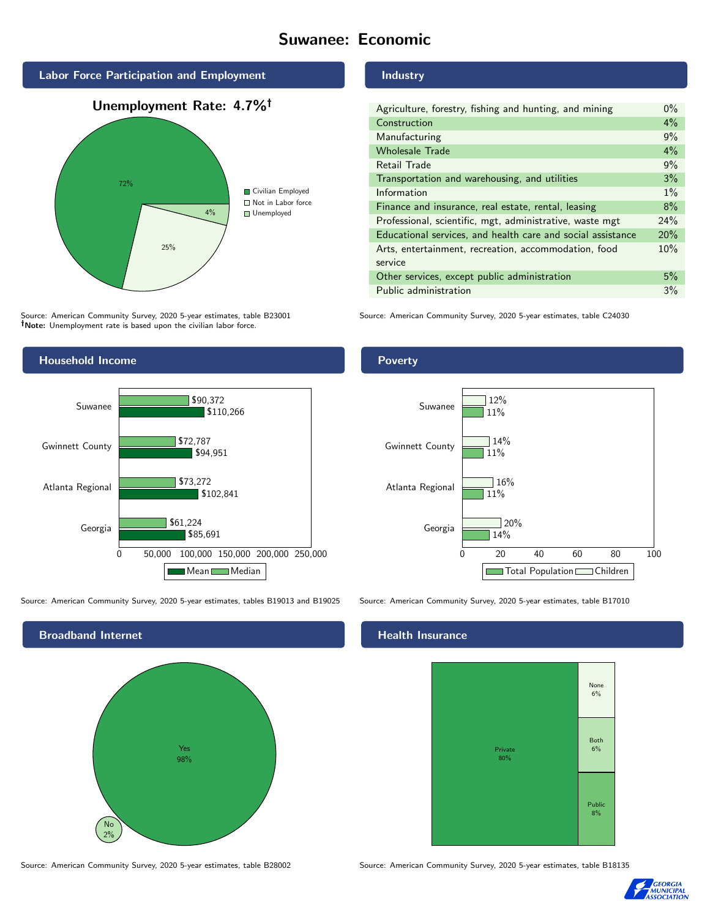# Suwanee: Economic

## Labor Force Participation and Employment

**Unemployment Rate: 4.7%†**

| Category | Percent |
|---|---|
| Civilian Employed | 72% |
| Not in Labor force | 25% |
| Unemployed | 4% |

Source: American Community Survey, 2020 5-year estimates, table B23001
**†Note:** Unemployment rate is based upon the civilian labor force.

## Industry

| Industry | Percent |
|---|---|
| Agriculture, forestry, fishing and hunting, and mining | 0% |
| Construction | 4% |
| Manufacturing | 9% |
| Wholesale Trade | 4% |
| Retail Trade | 9% |
| Transportation and warehousing, and utilities | 3% |
| Information | 1% |
| Finance and insurance, real estate, rental, leasing | 8% |
| Professional, scientific, mgt, administrative, waste mgt | 24% |
| Educational services, and health care and social assistance | 20% |
| Arts, entertainment, recreation, accommodation, food service | 10% |
| Other services, except public administration | 5% |
| Public administration | 3% |

Source: American Community Survey, 2020 5-year estimates, table C24030

## Household Income

| | Median | Mean |
|---|---|---|
| Suwanee | $90,372 | $110,266 |
| Gwinnett County | $72,787 | $94,951 |
| Atlanta Regional | $73,272 | $102,841 |
| Georgia | $61,224 | $85,691 |

Source: American Community Survey, 2020 5-year estimates, tables B19013 and B19025

## Poverty

| | Children | Total Population |
|---|---|---|
| Suwanee | 12% | 11% |
| Gwinnett County | 14% | 11% |
| Atlanta Regional | 16% | 11% |
| Georgia | 20% | 14% |

Source: American Community Survey, 2020 5-year estimates, table B17010

## Broadband Internet

| | Percent |
|---|---|
| Yes | 98% |
| No | 2% |

Source: American Community Survey, 2020 5-year estimates, table B28002

## Health Insurance

| | Percent |
|---|---|
| Private | 80% |
| None | 6% |
| Both | 6% |
| Public | 8% |

Source: American Community Survey, 2020 5-year estimates, table B18135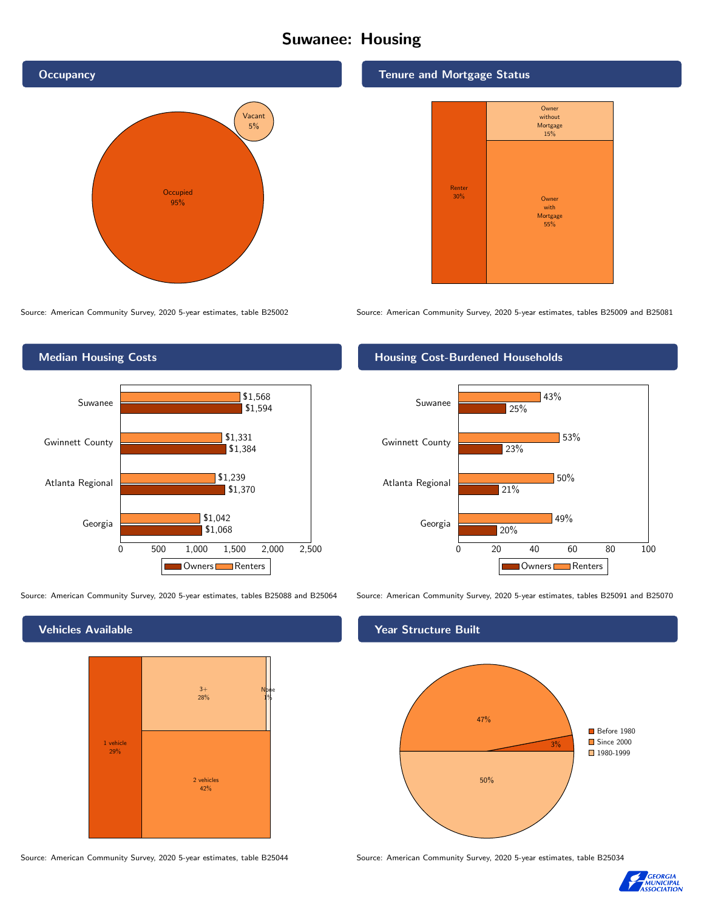# Suwanee: Housing

## Occupancy

Vacant
5%

Occupied
95%

Source: American Community Survey, 2020 5-year estimates, table B25002

## Tenure and Mortgage Status

Owner without Mortgage
15%

Renter
30%

Owner with Mortgage
55%

Source: American Community Survey, 2020 5-year estimates, tables B25009 and B25081

## Median Housing Costs

Suwanee
$1,568
$1,594

Gwinnett County
$1,331
$1,384

Atlanta Regional
$1,239
$1,370

Georgia
$1,042
$1,068

0 500 1,000 1,500 2,000 2,500

Owners Renters

Source: American Community Survey, 2020 5-year estimates, tables B25088 and B25064

## Housing Cost-Burdened Households

Suwanee
43%
25%

Gwinnett County
53%
23%

Atlanta Regional
50%
21%

Georgia
49%
20%

0 20 40 60 80 100

Owners Renters

Source: American Community Survey, 2020 5-year estimates, tables B25091 and B25070

## Vehicles Available

3+
28%

None
1%

1 vehicle
29%

2 vehicles
42%

Source: American Community Survey, 2020 5-year estimates, table B25044

## Year Structure Built

47%

3%

50%

Before 1980
Since 2000
1980-1999

Source: American Community Survey, 2020 5-year estimates, table B25034

GEORGIA MUNICIPAL ASSOCIATION